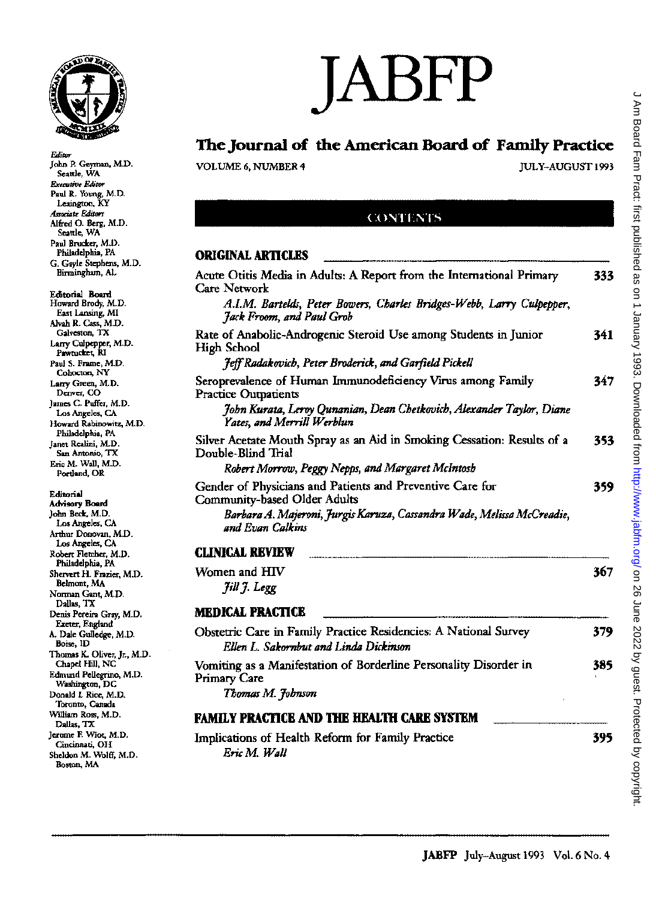# JABFP

## The Journal of the American Board of Family Practice

VOLUME 6, NUMBER 4 — JULY-AUGUST 1993

*Editor*
John P. Geyman, M.D.
Seattle, WA

*Executive Editor*
Paul R. Young, M.D.
Lexington, KY

*Associate Editors*
Alfred O. Berg, M.D.
Seattle, WA
Paul Brucker, M.D.
Philadelphia, PA
G. Gayle Stephens, M.D.
Birmingham, AL

Editorial Board
Howard Brody, M.D.
East Lansing, MI
Alvah R. Cass, M.D.
Galveston, TX
Larry Culpepper, M.D.
Pawtucket, RI
Paul S. Frame, M.D.
Cohocton, NY
Larry Green, M.D.
Denver, CO
James C. Puffer, M.D.
Los Angeles, CA
Howard Rabinowitz, M.D.
Philadelphia, PA
Janet Realini, M.D.
San Antonio, TX
Eric M. Wall, M.D.
Portland, OR

Editorial Advisory Board
John Beck, M.D.
Los Angeles, CA
Arthur Donovan, M.D.
Los Angeles, CA
Robert Fletcher, M.D.
Philadelphia, PA
Shervert H. Frazier, M.D.
Belmont, MA
Norman Gant, M.D.
Dallas, TX
Denis Pereira Gray, M.D.
Exeter, England
A. Dale Gulledge, M.D.
Boise, ID
Thomas K. Oliver, Jr., M.D.
Chapel Hill, NC
Edmund Pellegrino, M.D.
Washington, DC
Donald I. Rice, M.D.
Toronto, Canada
William Ross, M.D.
Dallas, TX
Jerome F. Wiot, M.D.
Cincinnati, OH
Sheldon M. Wolff, M.D.
Boston, MA

## CONTENTS

### ORIGINAL ARTICLES

Acute Otitis Media in Adults: A Report from the International Primary Care Network — 333
*A.I.M. Bartelds, Peter Bowers, Charles Bridges-Webb, Larry Culpepper, Jack Froom, and Paul Grob*

Rate of Anabolic-Androgenic Steroid Use among Students in Junior High School — 341
*Jeff Radakovich, Peter Broderick, and Garfield Pickell*

Seroprevalence of Human Immunodeficiency Virus among Family Practice Outpatients — 347
*John Kurata, Leroy Qunanian, Dean Chetkovich, Alexander Taylor, Diane Yates, and Merrill Werblun*

Silver Acetate Mouth Spray as an Aid in Smoking Cessation: Results of a Double-Blind Trial — 353
*Robert Morrow, Peggy Nepps, and Margaret McIntosh*

Gender of Physicians and Patients and Preventive Care for Community-based Older Adults — 359
*Barbara A. Majeroni, Jurgis Karuza, Cassandra Wade, Melissa McCreadie, and Evan Calkins*

### CLINICAL REVIEW

Women and HIV — 367
*Jill J. Legg*

### MEDICAL PRACTICE

Obstetric Care in Family Practice Residencies: A National Survey — 379
*Ellen L. Sakornbut and Linda Dickinson*

Vomiting as a Manifestation of Borderline Personality Disorder in Primary Care — 385
*Thomas M. Johnson*

### FAMILY PRACTICE AND THE HEALTH CARE SYSTEM

Implications of Health Reform for Family Practice — 395
*Eric M. Wall*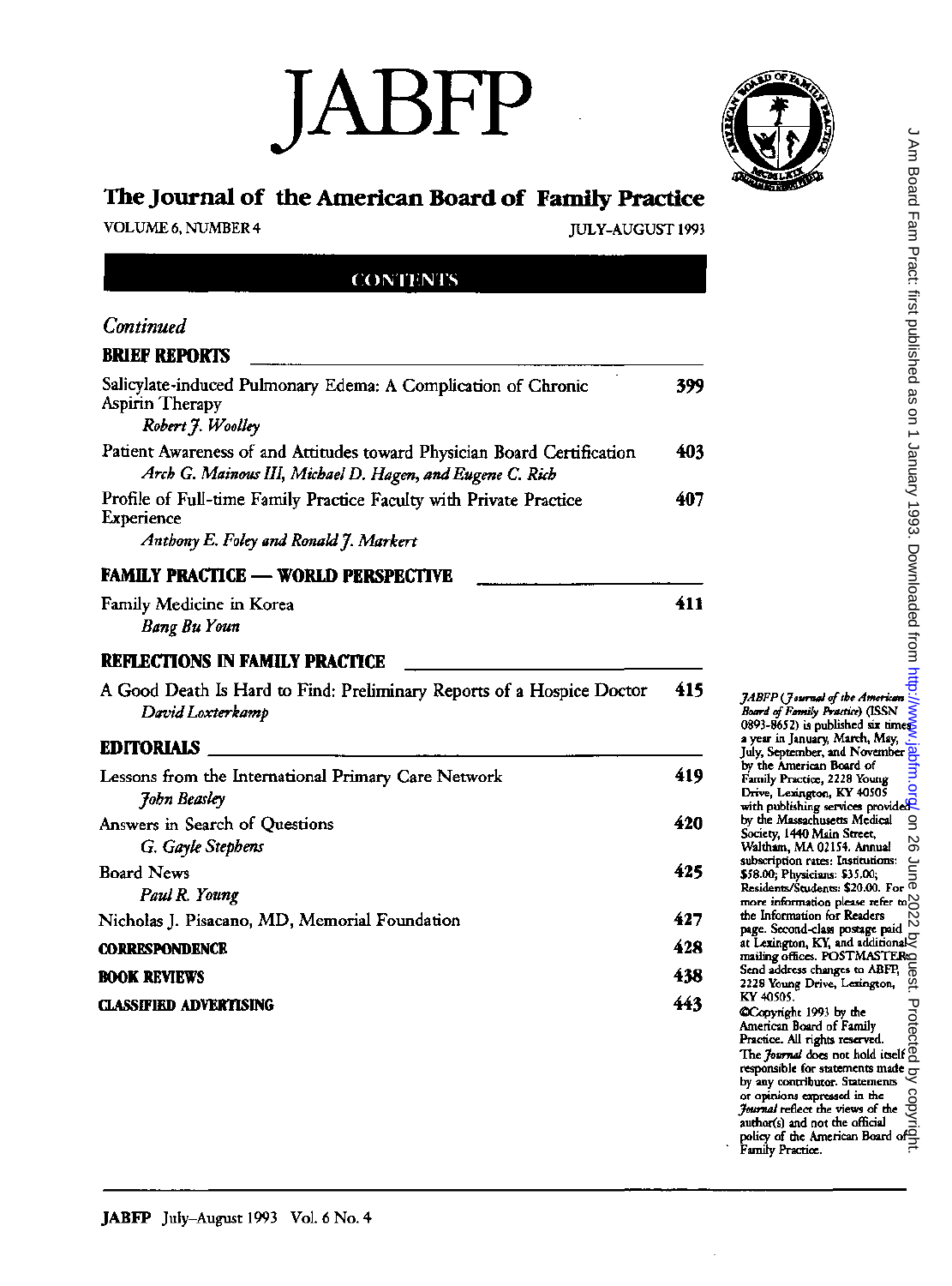# JABFP

## The Journal of the American Board of Family Practice

VOLUME 6, NUMBER 4 — JULY-AUGUST 1993

### CONTENTS

*Continued*

**BRIEF REPORTS**

Salicylate-induced Pulmonary Edema: A Complication of Chronic Aspirin Therapy — 399
*Robert J. Woolley*

Patient Awareness of and Attitudes toward Physician Board Certification — 403
*Arch G. Mainous III, Michael D. Hagen, and Eugene C. Rich*

Profile of Full-time Family Practice Faculty with Private Practice Experience — 407
*Anthony E. Foley and Ronald J. Markert*

**FAMILY PRACTICE — WORLD PERSPECTIVE**

Family Medicine in Korea — 411
*Bang Bu Youn*

**REFLECTIONS IN FAMILY PRACTICE**

A Good Death Is Hard to Find: Preliminary Reports of a Hospice Doctor — 415
*David Loxterkamp*

**EDITORIALS**

Lessons from the International Primary Care Network — 419
*John Beasley*

Answers in Search of Questions — 420
*G. Gayle Stephens*

Board News — 425
*Paul R. Young*

Nicholas J. Pisacano, MD, Memorial Foundation — 427

**CORRESPONDENCE** — 428

**BOOK REVIEWS** — 438

**CLASSIFIED ADVERTISING** — 443

*JABFP* (*Journal of the American Board of Family Practice*) (ISSN 0893-8652) is published six times a year in January, March, May, July, September, and November by the American Board of Family Practice, 2228 Young Drive, Lexington, KY 40505 with publishing services provided by the Massachusetts Medical Society, 1440 Main Street, Waltham, MA 02154. Annual subscription rates: Institutions: $58.00; Physicians: $35.00; Residents/Students: $20.00. For more information please refer to the Information for Readers page. Second-class postage paid at Lexington, KY, and additional mailing offices. POSTMASTER: Send address changes to ABFP, 2228 Young Drive, Lexington, KY 40505.

©Copyright 1993 by the American Board of Family Practice. All rights reserved.

The *Journal* does not hold itself responsible for statements made by any contributor. Statements or opinions expressed in the *Journal* reflect the views of the author(s) and not the official policy of the American Board of Family Practice.